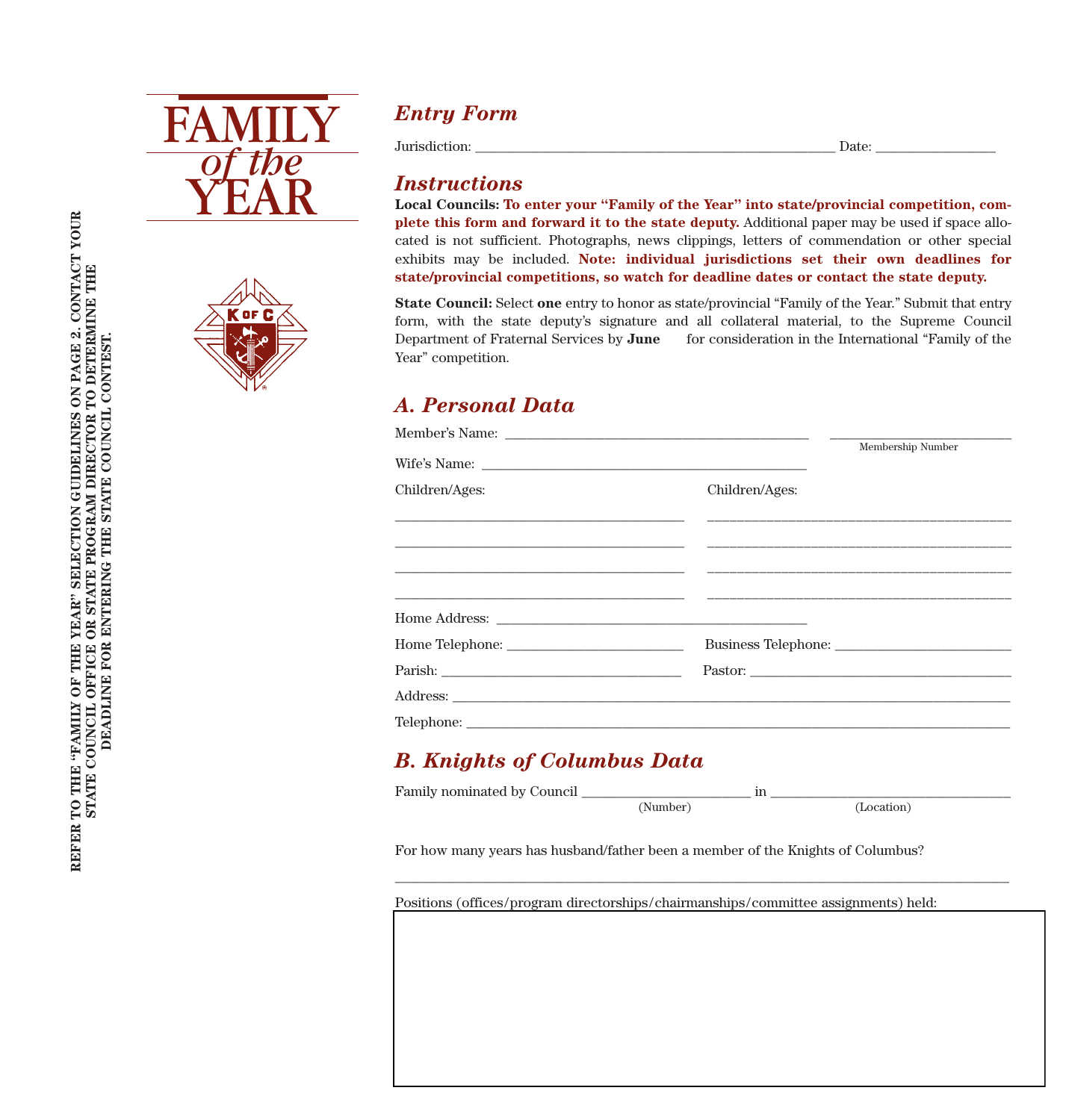# FAMILY *of the* YEAR

REFER TO THE "FAMILY OF THE YEAR" SELECTION GUIDELINES ON PAGE 2. CONTACT YOUR STATE COUNCIL OFFICE OR STATE PROGRAM DIRECTOR TO DETERMINE THE DEADLINE FOR ENTERING THE STATE COUNCIL CONTEST.

## *Entry Form*

Jurisdiction: ________________________________________________ Date: ________________

## *Instructions*

**Local Councils: To enter your "Family of the Year" into state/provincial competition, complete this form and forward it to the state deputy.** Additional paper may be used if space allocated is not sufficient. Photographs, news clippings, letters of commendation or other special exhibits may be included. **Note: individual jurisdictions set their own deadlines for state/provincial competitions, so watch for deadline dates or contact the state deputy.**

**State Council:** Select **one** entry to honor as state/provincial "Family of the Year." Submit that entry form, with the state deputy's signature and all collateral material, to the Supreme Council Department of Fraternal Services by **June** for consideration in the International "Family of the Year" competition.

## *A. Personal Data*

Member's Name: ________________________________________ ____________________________
Membership Number

Wife's Name: ________________________________________

Children/Ages: | Children/Ages:

________________________________________ ________________________________________

________________________________________ ________________________________________

________________________________________ ________________________________________

________________________________________ ________________________________________

Home Address: ________________________________________

Home Telephone: ________________________ Business Telephone: ________________________

Parish: ________________________________ Pastor: ________________________________

Address: ________________________________________________________________________

Telephone: ______________________________________________________________________

## *B. Knights of Columbus Data*

Family nominated by Council ________________________ in ________________________________
(Number) (Location)

For how many years has husband/father been a member of the Knights of Columbus?

________________________________________________________________________________

Positions (offices/program directorships/chairmanships/committee assignments) held: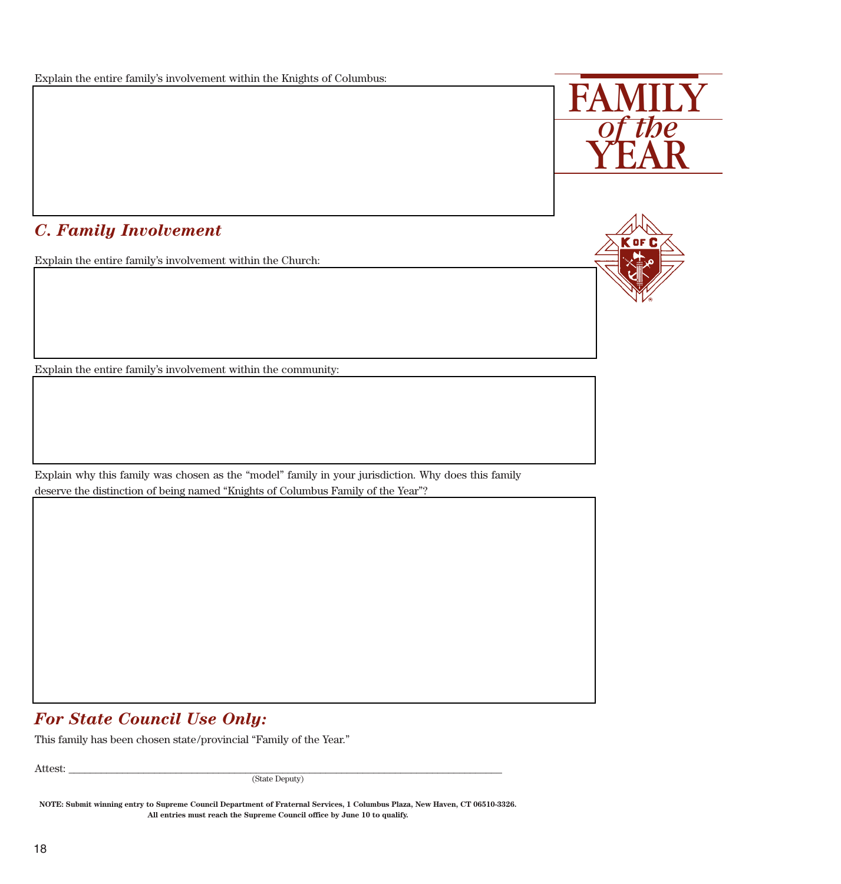Explain the entire family's involvement within the Knights of Columbus:

FAMILY *of the* YEAR

## *C. Family Involvement*

Explain the entire family's involvement within the Church:

Explain the entire family's involvement within the community:

Explain why this family was chosen as the "model" family in your jurisdiction. Why does this family deserve the distinction of being named "Knights of Columbus Family of the Year"?

## *For State Council Use Only:*

This family has been chosen state/provincial "Family of the Year."

Attest: ______________________________________________________________________________
(State Deputy)

**NOTE: Submit winning entry to Supreme Council Department of Fraternal Services, 1 Columbus Plaza, New Haven, CT 06510-3326. All entries must reach the Supreme Council office by June 10 to qualify.**